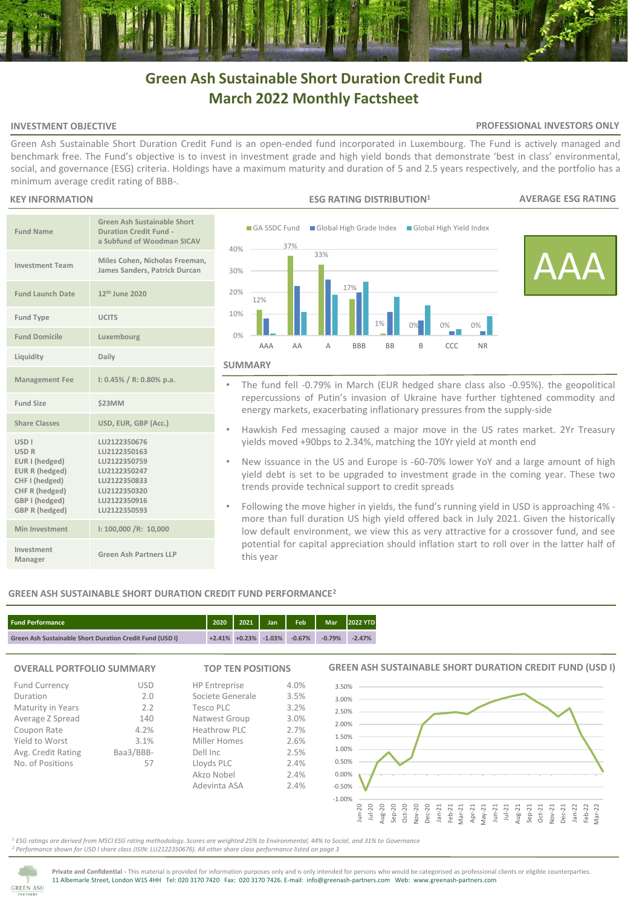# Green Ash Sustainable Short Duration Credit Fund
# March 2022 Monthly Factsheet

## INVESTMENT OBJECTIVE

**PROFESSIONAL INVESTORS ONLY**

Green Ash Sustainable Short Duration Credit Fund is an open-ended fund incorporated in Luxembourg. The Fund is actively managed and benchmark free. The Fund's objective is to invest in investment grade and high yield bonds that demonstrate 'best in class' environmental, social, and governance (ESG) criteria. Holdings have a maximum maturity and duration of 5 and 2.5 years respectively, and the portfolio has a minimum average credit rating of BBB-.

## KEY INFORMATION

| | |
|---|---|
| Fund Name | Green Ash Sustainable Short Duration Credit Fund - a Subfund of Woodman SICAV |
| Investment Team | Miles Cohen, Nicholas Freeman, James Sanders, Patrick Durcan |
| Fund Launch Date | 12th June 2020 |
| Fund Type | UCITS |
| Fund Domicile | Luxembourg |
| Liquidity | Daily |
| Management Fee | I: 0.45% / R: 0.80% p.a. |
| Fund Size | $23MM |
| Share Classes | USD, EUR, GBP (Acc.) |
| USD I<br>USD R<br>EUR I (hedged)<br>EUR R (hedged)<br>CHF I (hedged)<br>CHF R (hedged)<br>GBP I (hedged)<br>GBP R (hedged) | LU2122350676<br>LU2122350163<br>LU2122350759<br>LU2122350247<br>LU2122350833<br>LU2122350320<br>LU2122350916<br>LU2122350593 |
| Min Investment | I: 100,000 /R: 10,000 |
| Investment Manager | Green Ash Partners LLP |

## ESG RATING DISTRIBUTION[1]

| Rating | GA SSDC Fund | Global High Grade Index | Global High Yield Index |
|---|---|---|---|
| AAA | 12% | | |
| AA | 37% | | |
| A | 33% | | |
| BBB | 17% | | |
| BB | 1% | | |
| B | 0% | | |
| CCC | 0% | | |
| NR | 0% | | |

## AVERAGE ESG RATING

**AAA**

## SUMMARY

- The fund fell -0.79% in March (EUR hedged share class also -0.95%). the geopolitical repercussions of Putin's invasion of Ukraine have further tightened commodity and energy markets, exacerbating inflationary pressures from the supply-side
- Hawkish Fed messaging caused a major move in the US rates market. 2Yr Treasury yields moved +90bps to 2.34%, matching the 10Yr yield at month end
- New issuance in the US and Europe is -60-70% lower YoY and a large amount of high yield debt is set to be upgraded to investment grade in the coming year. These two trends provide technical support to credit spreads
- Following the move higher in yields, the fund's running yield in USD is approaching 4% - more than full duration US high yield offered back in July 2021. Given the historically low default environment, we view this as very attractive for a crossover fund, and see potential for capital appreciation should inflation start to roll over in the latter half of this year

## GREEN ASH SUSTAINABLE SHORT DURATION CREDIT FUND PERFORMANCE[2]

| Fund Performance | 2020 | 2021 | Jan | Feb | Mar | 2022 YTD |
|---|---|---|---|---|---|---|
| Green Ash Sustainable Short Duration Credit Fund (USD I) | +2.41% | +0.23% | -1.03% | -0.67% | -0.79% | -2.47% |

## OVERALL PORTFOLIO SUMMARY

| | |
|---|---|
| Fund Currency | USD |
| Duration | 2.0 |
| Maturity in Years | 2.2 |
| Average Z Spread | 140 |
| Coupon Rate | 4.2% |
| Yield to Worst | 3.1% |
| Avg. Credit Rating | Baa3/BBB- |
| No. of Positions | 57 |

## TOP TEN POSITIONS

| | |
|---|---|
| HP Entreprise | 4.0% |
| Societe Generale | 3.5% |
| Tesco PLC | 3.2% |
| Natwest Group | 3.0% |
| Heathrow PLC | 2.7% |
| Miller Homes | 2.6% |
| Dell Inc | 2.5% |
| Lloyds PLC | 2.4% |
| Akzo Nobel | 2.4% |
| Adevinta ASA | 2.4% |

## GREEN ASH SUSTAINABLE SHORT DURATION CREDIT FUND (USD I)

[1] *ESG ratings are derived from MSCI ESG rating methodology. Scores are weighted 25% to Environmental, 44% to Social, and 31% to Governance*
[2] *Performance shown for USD I share class (ISIN: LU2122350676). All other share class performance listed on page 3*

**Private and Confidential** - This material is provided for information purposes only and is only intended for persons who would be categorised as professional clients or eligible counterparties.
11 Albemarle Street, London W1S 4HH Tel: 020 3170 7420 Fax: 020 3170 7426. E-mail: info@greenash-partners.com Web: www.greenash-partners.com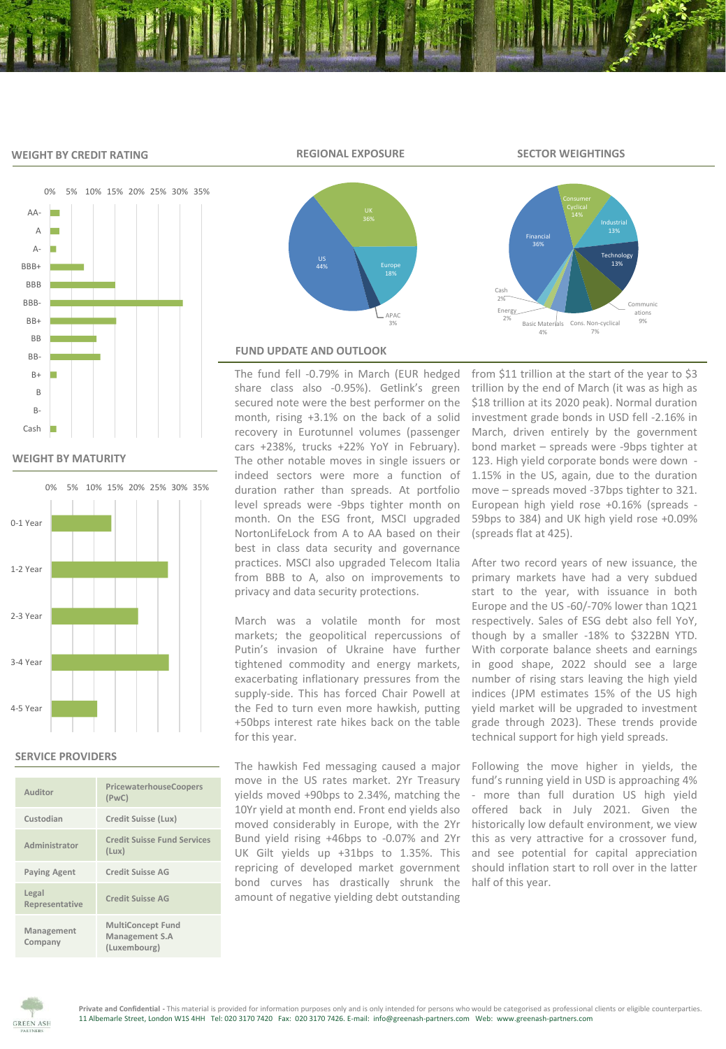## WEIGHT BY CREDIT RATING

## REGIONAL EXPOSURE

## SECTOR WEIGHTINGS

## WEIGHT BY MATURITY

## SERVICE PROVIDERS

| | |
|---|---|
| Auditor | PricewaterhouseCoopers (PwC) |
| Custodian | Credit Suisse (Lux) |
| Administrator | Credit Suisse Fund Services (Lux) |
| Paying Agent | Credit Suisse AG |
| Legal Representative | Credit Suisse AG |
| Management Company | MultiConcept Fund Management S.A (Luxembourg) |

## FUND UPDATE AND OUTLOOK

The fund fell -0.79% in March (EUR hedged share class also -0.95%). Getlink's green secured note were the best performer on the month, rising +3.1% on the back of a solid recovery in Eurotunnel volumes (passenger cars +238%, trucks +22% YoY in February). The other notable moves in single issuers or indeed sectors were more a function of duration rather than spreads. At portfolio level spreads were -9bps tighter month on month. On the ESG front, MSCI upgraded NortonLifeLock from A to AA based on their best in class data security and governance practices. MSCI also upgraded Telecom Italia from BBB to A, also on improvements to privacy and data security protections.

March was a volatile month for most markets; the geopolitical repercussions of Putin's invasion of Ukraine have further tightened commodity and energy markets, exacerbating inflationary pressures from the supply-side. This has forced Chair Powell at the Fed to turn even more hawkish, putting +50bps interest rate hikes back on the table for this year.

The hawkish Fed messaging caused a major move in the US rates market. 2Yr Treasury yields moved +90bps to 2.34%, matching the 10Yr yield at month end. Front end yields also moved considerably in Europe, with the 2Yr Bund yield rising +46bps to -0.07% and 2Yr UK Gilt yields up +31bps to 1.35%. This repricing of developed market government bond curves has drastically shrunk the amount of negative yielding debt outstanding from $11 trillion at the start of the year to $3 trillion by the end of March (it was as high as $18 trillion at its 2020 peak). Normal duration investment grade bonds in USD fell -2.16% in March, driven entirely by the government bond market – spreads were -9bps tighter at 123. High yield corporate bonds were down -1.15% in the US, again, due to the duration move – spreads moved -37bps tighter to 321. European high yield rose +0.16% (spreads -59bps to 384) and UK high yield rose +0.09% (spreads flat at 425).

After two record years of new issuance, the primary markets have had a very subdued start to the year, with issuance in both Europe and the US -60/-70% lower than 1Q21 respectively. Sales of ESG debt also fell YoY, though by a smaller -18% to $322BN YTD. With corporate balance sheets and earnings in good shape, 2022 should see a large number of rising stars leaving the high yield indices (JPM estimates 15% of the US high yield market will be upgraded to investment grade through 2023). These trends provide technical support for high yield spreads.

Following the move higher in yields, the fund's running yield in USD is approaching 4% - more than full duration US high yield offered back in July 2021. Given the historically low default environment, we view this as very attractive for a crossover fund, and see potential for capital appreciation should inflation start to roll over in the latter half of this year.

**Private and Confidential** - This material is provided for information purposes only and is only intended for persons who would be categorised as professional clients or eligible counterparties.
11 Albemarle Street, London W1S 4HH Tel: 020 3170 7420 Fax: 020 3170 7426. E-mail: info@greenash-partners.com Web: www.greenash-partners.com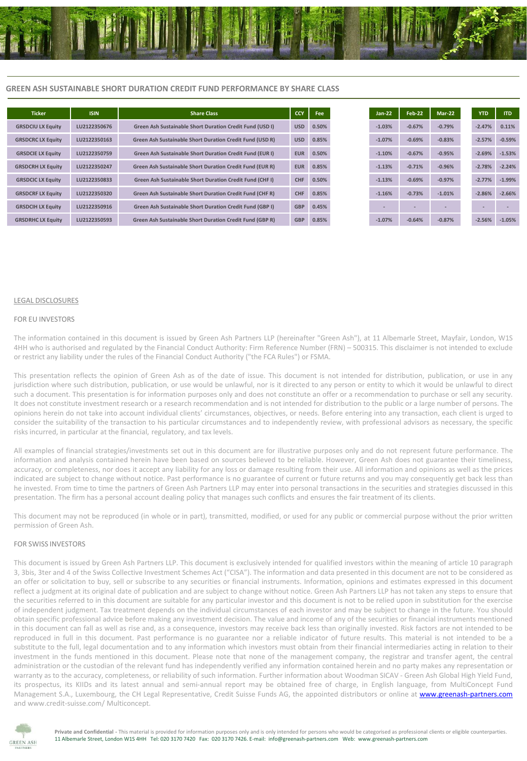## GREEN ASH SUSTAINABLE SHORT DURATION CREDIT FUND PERFORMANCE BY SHARE CLASS

| Ticker | ISIN | Share Class | CCY | Fee | Jan-22 | Feb-22 | Mar-22 | YTD | ITD |
|---|---|---|---|---|---|---|---|---|---|
| GRSDCIU LX Equity | LU2122350676 | Green Ash Sustainable Short Duration Credit Fund (USD I) | USD | 0.50% | -1.03% | -0.67% | -0.79% | -2.47% | 0.11% |
| GRSDCRC LX Equity | LU2122350163 | Green Ash Sustainable Short Duration Credit Fund (USD R) | USD | 0.85% | -1.07% | -0.69% | -0.83% | -2.57% | -0.59% |
| GRSDCIE LX Equity | LU2122350759 | Green Ash Sustainable Short Duration Credit Fund (EUR I) | EUR | 0.50% | -1.10% | -0.67% | -0.95% | -2.69% | -1.53% |
| GRSDCRH LX Equity | LU2122350247 | Green Ash Sustainable Short Duration Credit Fund (EUR R) | EUR | 0.85% | -1.13% | -0.71% | -0.96% | -2.78% | -2.24% |
| GRSDCIC LX Equity | LU2122350833 | Green Ash Sustainable Short Duration Credit Fund (CHF I) | CHF | 0.50% | -1.13% | -0.69% | -0.97% | -2.77% | -1.99% |
| GRSDCRF LX Equity | LU2122350320 | Green Ash Sustainable Short Duration Credit Fund (CHF R) | CHF | 0.85% | -1.16% | -0.73% | -1.01% | -2.86% | -2.66% |
| GRSDCIH LX Equity | LU2122350916 | Green Ash Sustainable Short Duration Credit Fund (GBP I) | GBP | 0.45% | - | - | - | - | - |
| GRSDRHC LX Equity | LU2122350593 | Green Ash Sustainable Short Duration Credit Fund (GBP R) | GBP | 0.85% | -1.07% | -0.64% | -0.87% | -2.56% | -1.05% |

LEGAL DISCLOSURES

FOR EU INVESTORS

The information contained in this document is issued by Green Ash Partners LLP (hereinafter "Green Ash"), at 11 Albemarle Street, Mayfair, London, W1S 4HH who is authorised and regulated by the Financial Conduct Authority: Firm Reference Number (FRN) – 500315. This disclaimer is not intended to exclude or restrict any liability under the rules of the Financial Conduct Authority ("the FCA Rules") or FSMA.

This presentation reflects the opinion of Green Ash as of the date of issue. This document is not intended for distribution, publication, or use in any jurisdiction where such distribution, publication, or use would be unlawful, nor is it directed to any person or entity to which it would be unlawful to direct such a document. This presentation is for information purposes only and does not constitute an offer or a recommendation to purchase or sell any security. It does not constitute investment research or a research recommendation and is not intended for distribution to the public or a large number of persons. The opinions herein do not take into account individual clients' circumstances, objectives, or needs. Before entering into any transaction, each client is urged to consider the suitability of the transaction to his particular circumstances and to independently review, with professional advisors as necessary, the specific risks incurred, in particular at the financial, regulatory, and tax levels.

All examples of financial strategies/investments set out in this document are for illustrative purposes only and do not represent future performance. The information and analysis contained herein have been based on sources believed to be reliable. However, Green Ash does not guarantee their timeliness, accuracy, or completeness, nor does it accept any liability for any loss or damage resulting from their use. All information and opinions as well as the prices indicated are subject to change without notice. Past performance is no guarantee of current or future returns and you may consequently get back less than he invested. From time to time the partners of Green Ash Partners LLP may enter into personal transactions in the securities and strategies discussed in this presentation. The firm has a personal account dealing policy that manages such conflicts and ensures the fair treatment of its clients.

This document may not be reproduced (in whole or in part), transmitted, modified, or used for any public or commercial purpose without the prior written permission of Green Ash.

FOR SWISS INVESTORS

This document is issued by Green Ash Partners LLP. This document is exclusively intended for qualified investors within the meaning of article 10 paragraph 3, 3bis, 3ter and 4 of the Swiss Collective Investment Schemes Act ("CISA"). The information and data presented in this document are not to be considered as an offer or solicitation to buy, sell or subscribe to any securities or financial instruments. Information, opinions and estimates expressed in this document reflect a judgment at its original date of publication and are subject to change without notice. Green Ash Partners LLP has not taken any steps to ensure that the securities referred to in this document are suitable for any particular investor and this document is not to be relied upon in substitution for the exercise of independent judgment. Tax treatment depends on the individual circumstances of each investor and may be subject to change in the future. You should obtain specific professional advice before making any investment decision. The value and income of any of the securities or financial instruments mentioned in this document can fall as well as rise and, as a consequence, investors may receive back less than originally invested. Risk factors are not intended to be reproduced in full in this document. Past performance is no guarantee nor a reliable indicator of future results. This material is not intended to be a substitute to the full, legal documentation and to any information which investors must obtain from their financial intermediaries acting in relation to their investment in the funds mentioned in this document. Please note that none of the management company, the registrar and transfer agent, the central administration or the custodian of the relevant fund has independently verified any information contained herein and no party makes any representation or warranty as to the accuracy, completeness, or reliability of such information. Further information about Woodman SICAV - Green Ash Global High Yield Fund, its prospectus, its KIIDs and its latest annual and semi-annual report may be obtained free of charge, in English language, from MultiConcept Fund Management S.A., Luxembourg, the CH Legal Representative, Credit Suisse Funds AG, the appointed distributors or online at www.greenash-partners.com and www.credit-suisse.com/ Multiconcept.

**Private and Confidential -** This material is provided for information purposes only and is only intended for persons who would be categorised as professional clients or eligible counterparties.
11 Albemarle Street, London W1S 4HH Tel: 020 3170 7420 Fax: 020 3170 7426. E-mail: info@greenash-partners.com Web: www.greenash-partners.com